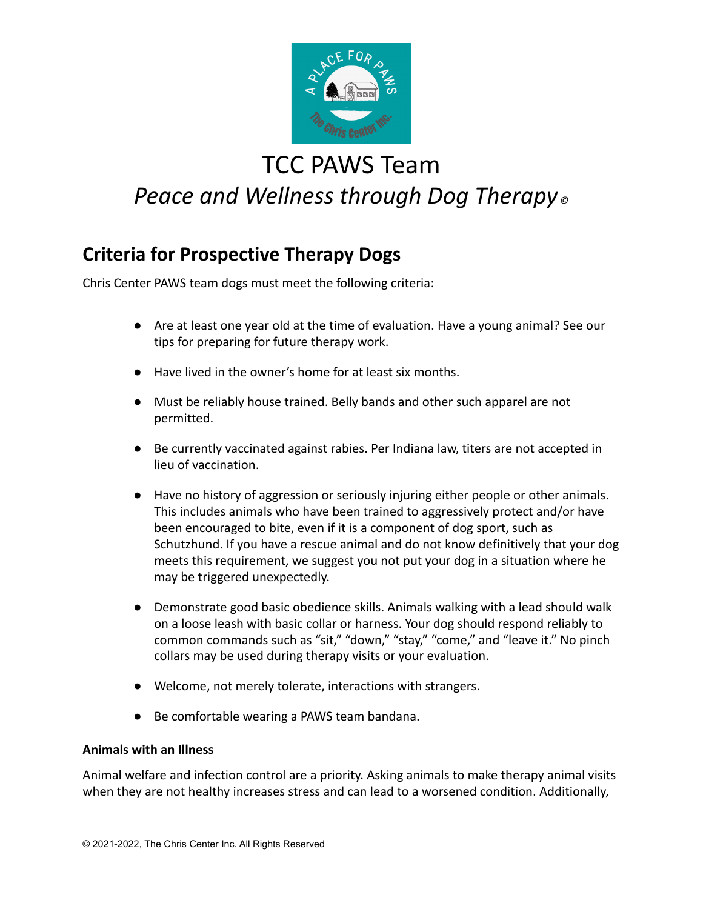# TCC PAWS Team

*Peace and Wellness through Dog Therapy©*

## Criteria for Prospective Therapy Dogs

Chris Center PAWS team dogs must meet the following criteria:

- Are at least one year old at the time of evaluation. Have a young animal? See our tips for preparing for future therapy work.
- Have lived in the owner's home for at least six months.
- Must be reliably house trained. Belly bands and other such apparel are not permitted.
- Be currently vaccinated against rabies. Per Indiana law, titers are not accepted in lieu of vaccination.
- Have no history of aggression or seriously injuring either people or other animals. This includes animals who have been trained to aggressively protect and/or have been encouraged to bite, even if it is a component of dog sport, such as Schutzhund. If you have a rescue animal and do not know definitively that your dog meets this requirement, we suggest you not put your dog in a situation where he may be triggered unexpectedly.
- Demonstrate good basic obedience skills. Animals walking with a lead should walk on a loose leash with basic collar or harness. Your dog should respond reliably to common commands such as "sit," "down," "stay," "come," and "leave it." No pinch collars may be used during therapy visits or your evaluation.
- Welcome, not merely tolerate, interactions with strangers.
- Be comfortable wearing a PAWS team bandana.

**Animals with an Illness**

Animal welfare and infection control are a priority. Asking animals to make therapy animal visits when they are not healthy increases stress and can lead to a worsened condition. Additionally,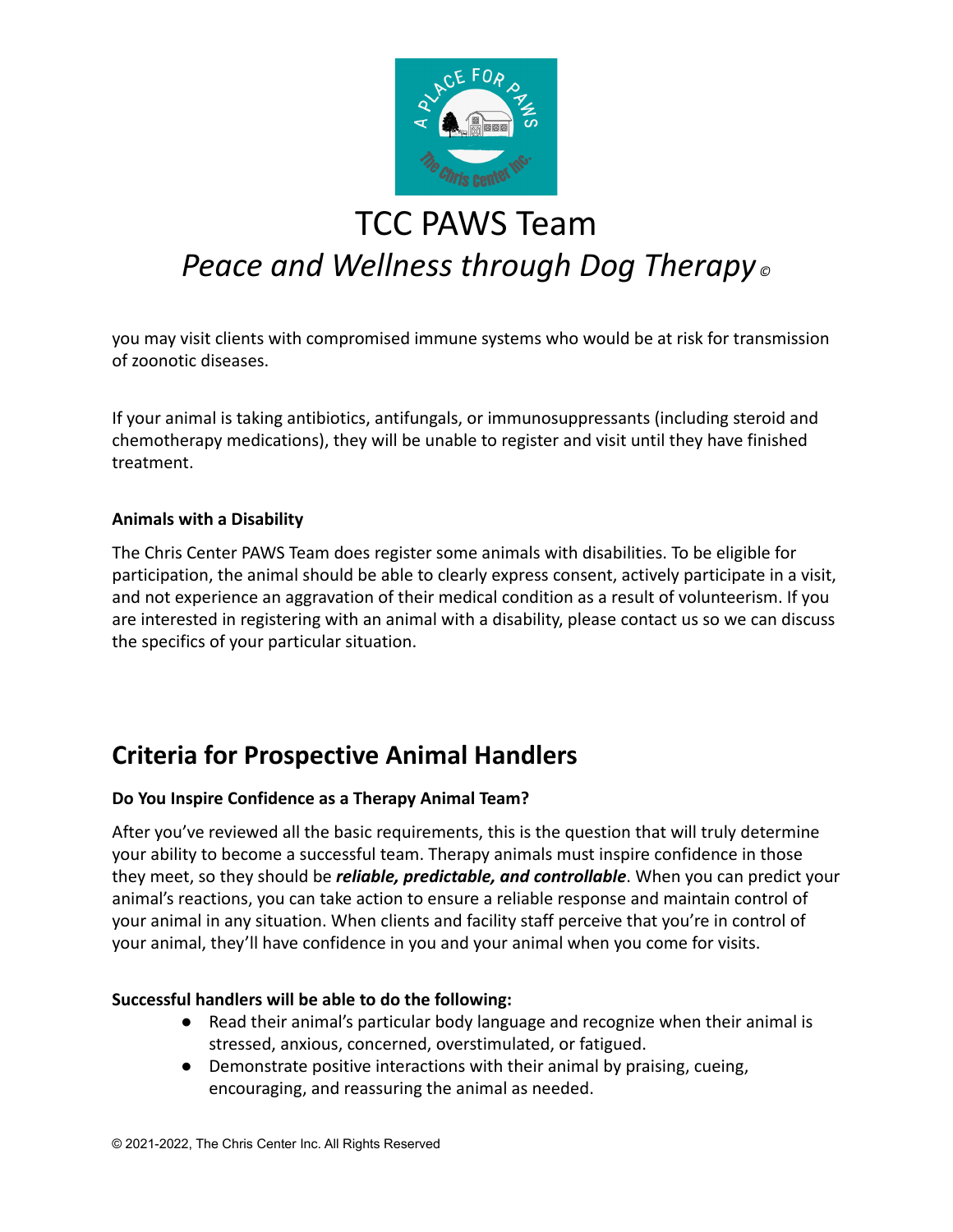you may visit clients with compromised immune systems who would be at risk for transmission of zoonotic diseases.

If your animal is taking antibiotics, antifungals, or immunosuppressants (including steroid and chemotherapy medications), they will be unable to register and visit until they have finished treatment.

**Animals with a Disability**

The Chris Center PAWS Team does register some animals with disabilities. To be eligible for participation, the animal should be able to clearly express consent, actively participate in a visit, and not experience an aggravation of their medical condition as a result of volunteerism. If you are interested in registering with an animal with a disability, please contact us so we can discuss the specifics of your particular situation.

## Criteria for Prospective Animal Handlers

**Do You Inspire Confidence as a Therapy Animal Team?**

After you've reviewed all the basic requirements, this is the question that will truly determine your ability to become a successful team. Therapy animals must inspire confidence in those they meet, so they should be ***reliable, predictable, and controllable***. When you can predict your animal's reactions, you can take action to ensure a reliable response and maintain control of your animal in any situation. When clients and facility staff perceive that you're in control of your animal, they'll have confidence in you and your animal when you come for visits.

**Successful handlers will be able to do the following:**

- Read their animal's particular body language and recognize when their animal is stressed, anxious, concerned, overstimulated, or fatigued.
- Demonstrate positive interactions with their animal by praising, cueing, encouraging, and reassuring the animal as needed.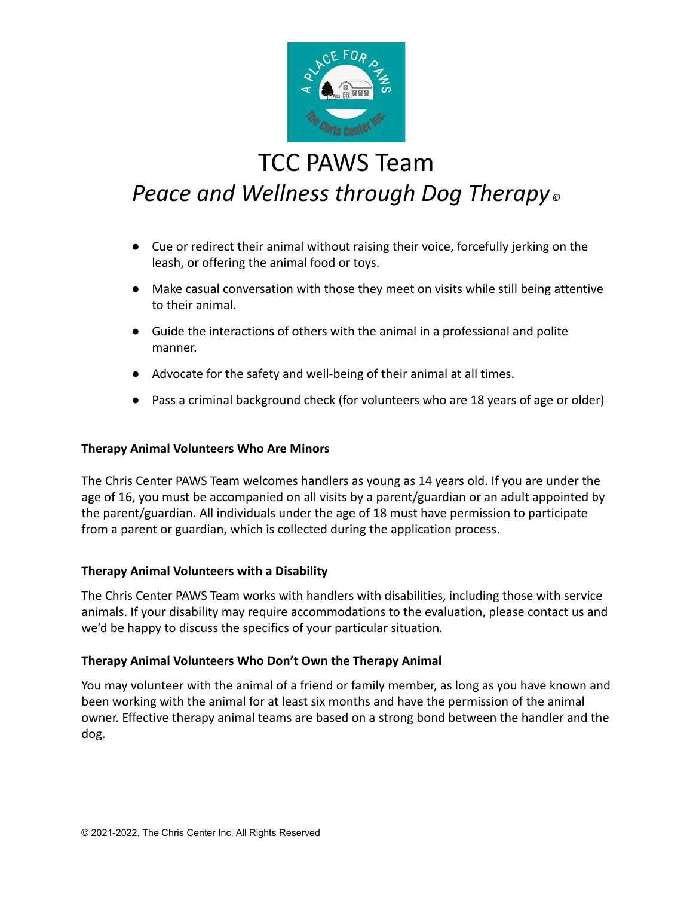# TCC PAWS Team

*Peace and Wellness through Dog Therapy ©*

- Cue or redirect their animal without raising their voice, forcefully jerking on the leash, or offering the animal food or toys.
- Make casual conversation with those they meet on visits while still being attentive to their animal.
- Guide the interactions of others with the animal in a professional and polite manner.
- Advocate for the safety and well-being of their animal at all times.
- Pass a criminal background check (for volunteers who are 18 years of age or older)

**Therapy Animal Volunteers Who Are Minors**

The Chris Center PAWS Team welcomes handlers as young as 14 years old. If you are under the age of 16, you must be accompanied on all visits by a parent/guardian or an adult appointed by the parent/guardian. All individuals under the age of 18 must have permission to participate from a parent or guardian, which is collected during the application process.

**Therapy Animal Volunteers with a Disability**

The Chris Center PAWS Team works with handlers with disabilities, including those with service animals. If your disability may require accommodations to the evaluation, please contact us and we'd be happy to discuss the specifics of your particular situation.

**Therapy Animal Volunteers Who Don't Own the Therapy Animal**

You may volunteer with the animal of a friend or family member, as long as you have known and been working with the animal for at least six months and have the permission of the animal owner. Effective therapy animal teams are based on a strong bond between the handler and the dog.